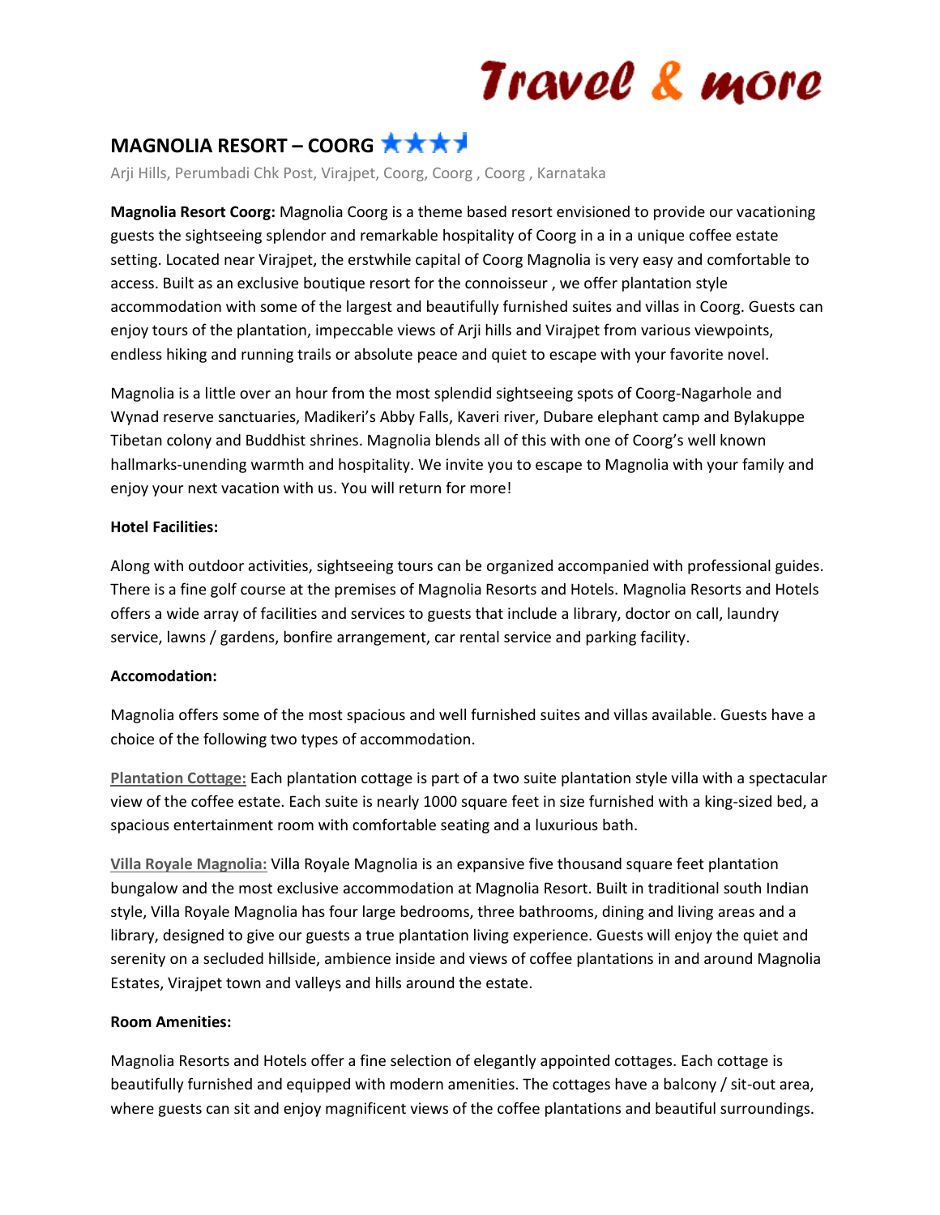# Travel & more

## MAGNOLIA RESORT – COORG ★★★½

Arji Hills, Perumbadi Chk Post, Virajpet, Coorg, Coorg , Coorg , Karnataka

**Magnolia Resort Coorg:** Magnolia Coorg is a theme based resort envisioned to provide our vacationing guests the sightseeing splendor and remarkable hospitality of Coorg in a in a unique coffee estate setting. Located near Virajpet, the erstwhile capital of Coorg Magnolia is very easy and comfortable to access. Built as an exclusive boutique resort for the connoisseur , we offer plantation style accommodation with some of the largest and beautifully furnished suites and villas in Coorg. Guests can enjoy tours of the plantation, impeccable views of Arji hills and Virajpet from various viewpoints, endless hiking and running trails or absolute peace and quiet to escape with your favorite novel.

Magnolia is a little over an hour from the most splendid sightseeing spots of Coorg-Nagarhole and Wynad reserve sanctuaries, Madikeri's Abby Falls, Kaveri river, Dubare elephant camp and Bylakuppe Tibetan colony and Buddhist shrines. Magnolia blends all of this with one of Coorg's well known hallmarks-unending warmth and hospitality. We invite you to escape to Magnolia with your family and enjoy your next vacation with us. You will return for more!

**Hotel Facilities:**

Along with outdoor activities, sightseeing tours can be organized accompanied with professional guides. There is a fine golf course at the premises of Magnolia Resorts and Hotels. Magnolia Resorts and Hotels offers a wide array of facilities and services to guests that include a library, doctor on call, laundry service, lawns / gardens, bonfire arrangement, car rental service and parking facility.

**Accomodation:**

Magnolia offers some of the most spacious and well furnished suites and villas available. Guests have a choice of the following two types of accommodation.

**Plantation Cottage:** Each plantation cottage is part of a two suite plantation style villa with a spectacular view of the coffee estate. Each suite is nearly 1000 square feet in size furnished with a king-sized bed, a spacious entertainment room with comfortable seating and a luxurious bath.

**Villa Royale Magnolia:** Villa Royale Magnolia is an expansive five thousand square feet plantation bungalow and the most exclusive accommodation at Magnolia Resort. Built in traditional south Indian style, Villa Royale Magnolia has four large bedrooms, three bathrooms, dining and living areas and a library, designed to give our guests a true plantation living experience. Guests will enjoy the quiet and serenity on a secluded hillside, ambience inside and views of coffee plantations in and around Magnolia Estates, Virajpet town and valleys and hills around the estate.

**Room Amenities:**

Magnolia Resorts and Hotels offer a fine selection of elegantly appointed cottages. Each cottage is beautifully furnished and equipped with modern amenities. The cottages have a balcony / sit-out area, where guests can sit and enjoy magnificent views of the coffee plantations and beautiful surroundings.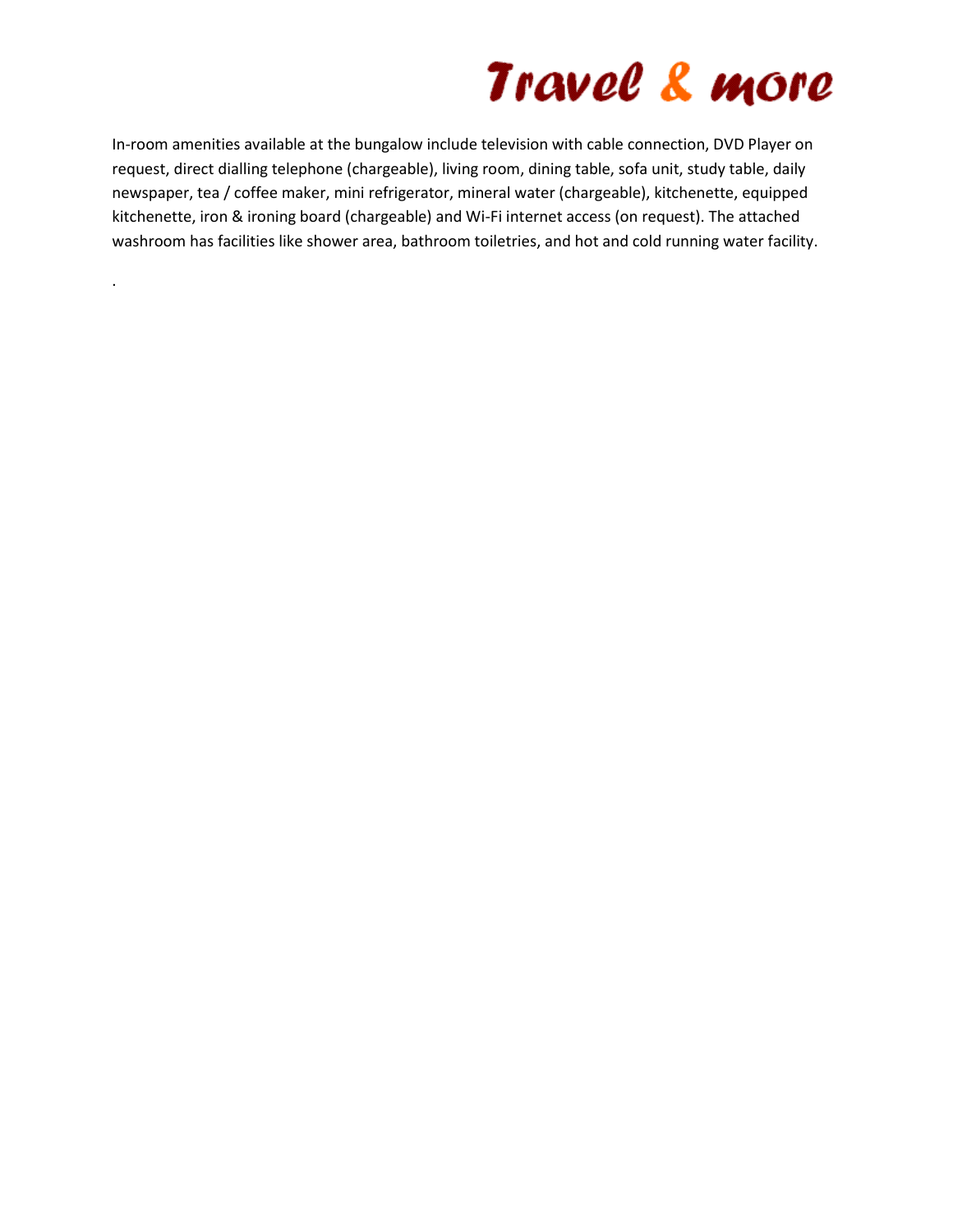In-room amenities available at the bungalow include television with cable connection, DVD Player on request, direct dialling telephone (chargeable), living room, dining table, sofa unit, study table, daily newspaper, tea / coffee maker, mini refrigerator, mineral water (chargeable), kitchenette, equipped kitchenette, iron & ironing board (chargeable) and Wi-Fi internet access (on request). The attached washroom has facilities like shower area, bathroom toiletries, and hot and cold running water facility.

.